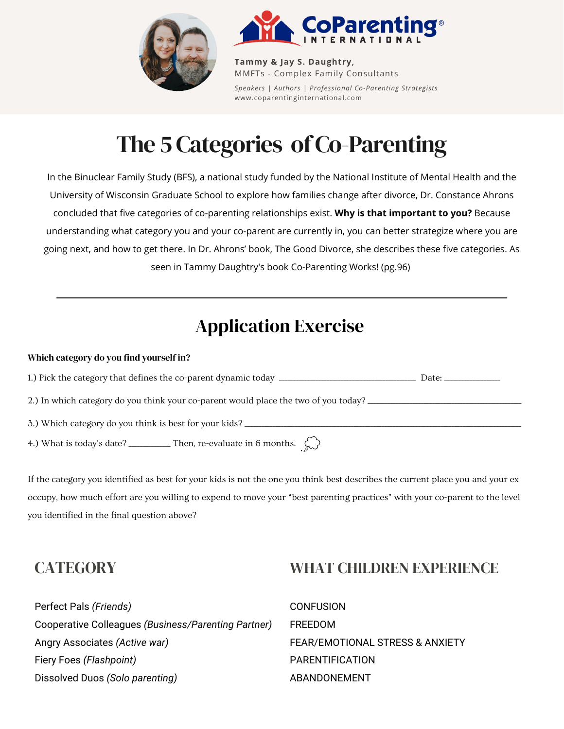CoParenting® INTERNATIONAL

**Tammy & Jay S. Daughtry,**
MMFTs - Complex Family Consultants

*Speakers | Authors | Professional Co-Parenting Strategists*
www.coparentinginternational.com

# The 5 Categories of Co-Parenting

In the Binuclear Family Study (BFS), a national study funded by the National Institute of Mental Health and the University of Wisconsin Graduate School to explore how families change after divorce, Dr. Constance Ahrons concluded that five categories of co-parenting relationships exist. **Why is that important to you?** Because understanding what category you and your co-parent are currently in, you can better strategize where you are going next, and how to get there. In Dr. Ahrons' book, The Good Divorce, she describes these five categories. As seen in Tammy Daughtry's book Co-Parenting Works! (pg.96)

---

## Application Exercise

**Which category do you find yourself in?**

1.) Pick the category that defines the co-parent dynamic today ______________________ Date: __________

2.) In which category do you think your co-parent would place the two of you today? ______________________

3.) Which category do you think is best for your kids? ______________________

4.) What is today's date? ________ Then, re-evaluate in 6 months.

If the category you identified as best for your kids is not the one you think best describes the current place you and your ex occupy, how much effort are you willing to expend to move your "best parenting practices" with your co-parent to the level you identified in the final question above?

| CATEGORY | WHAT CHILDREN EXPERIENCE |
|---|---|
| Perfect Pals *(Friends)* | CONFUSION |
| Cooperative Colleagues *(Business/Parenting Partner)* | FREEDOM |
| Angry Associates *(Active war)* | FEAR/EMOTIONAL STRESS & ANXIETY |
| Fiery Foes *(Flashpoint)* | PARENTIFICATION |
| Dissolved Duos *(Solo parenting)* | ABANDONEMENT |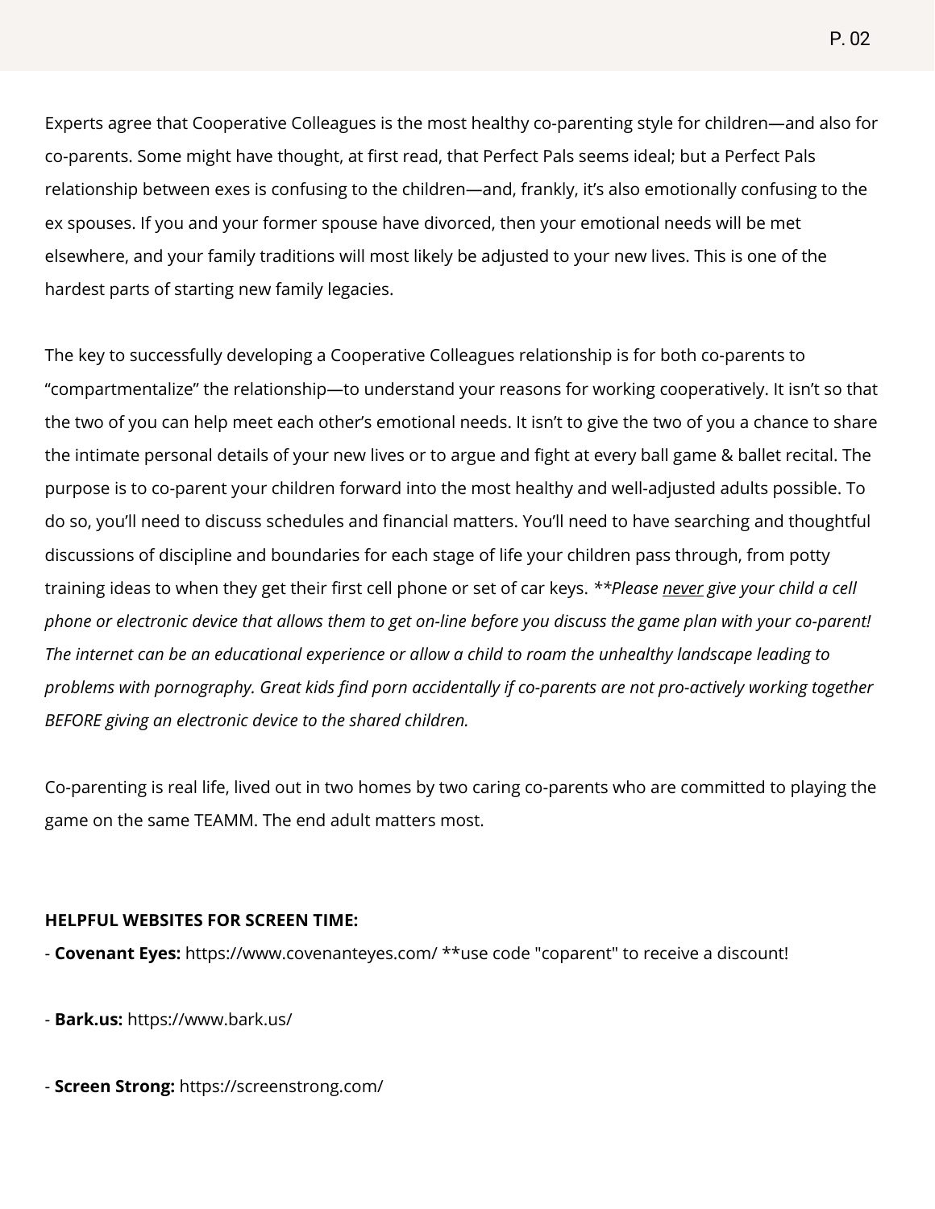Experts agree that Cooperative Colleagues is the most healthy co-parenting style for children—and also for co-parents. Some might have thought, at first read, that Perfect Pals seems ideal; but a Perfect Pals relationship between exes is confusing to the children—and, frankly, it's also emotionally confusing to the ex spouses. If you and your former spouse have divorced, then your emotional needs will be met elsewhere, and your family traditions will most likely be adjusted to your new lives. This is one of the hardest parts of starting new family legacies.

The key to successfully developing a Cooperative Colleagues relationship is for both co-parents to "compartmentalize" the relationship—to understand your reasons for working cooperatively. It isn't so that the two of you can help meet each other's emotional needs. It isn't to give the two of you a chance to share the intimate personal details of your new lives or to argue and fight at every ball game & ballet recital. The purpose is to co-parent your children forward into the most healthy and well-adjusted adults possible. To do so, you'll need to discuss schedules and financial matters. You'll need to have searching and thoughtful discussions of discipline and boundaries for each stage of life your children pass through, from potty training ideas to when they get their first cell phone or set of car keys. ***Please <u>never</u> give your child a cell phone or electronic device that allows them to get on-line before you discuss the game plan with your co-parent! The internet can be an educational experience or allow a child to roam the unhealthy landscape leading to problems with pornography. Great kids find porn accidentally if co-parents are not pro-actively working together BEFORE giving an electronic device to the shared children.*

Co-parenting is real life, lived out in two homes by two caring co-parents who are committed to playing the game on the same TEAMM. The end adult matters most.

**HELPFUL WEBSITES FOR SCREEN TIME:**

- **Covenant Eyes:** https://www.covenanteyes.com/ **use code "coparent" to receive a discount!

- **Bark.us:** https://www.bark.us/

- **Screen Strong:** https://screenstrong.com/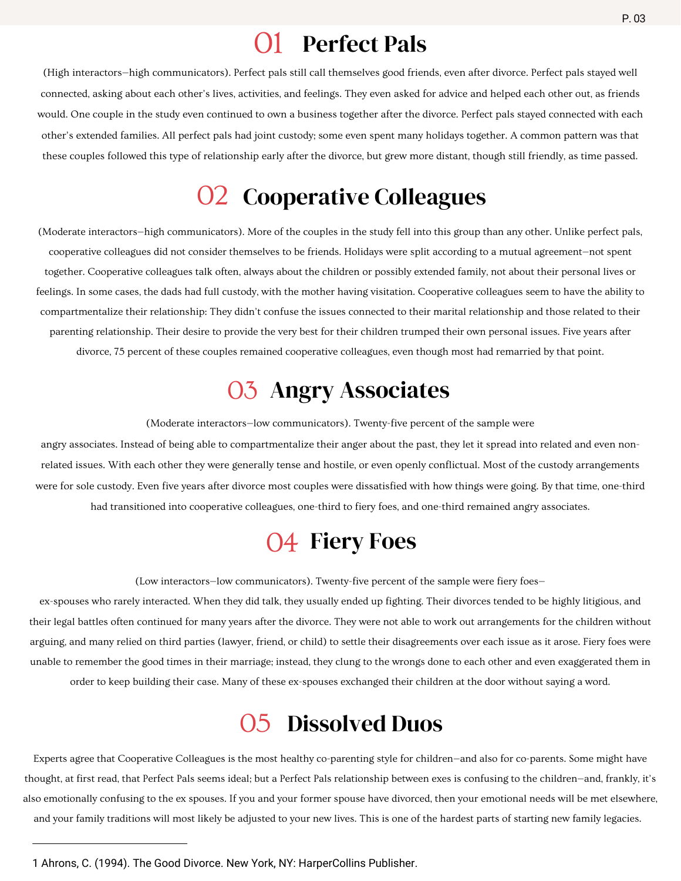## 01 Perfect Pals

(High interactors—high communicators). Perfect pals still call themselves good friends, even after divorce. Perfect pals stayed well connected, asking about each other's lives, activities, and feelings. They even asked for advice and helped each other out, as friends would. One couple in the study even continued to own a business together after the divorce. Perfect pals stayed connected with each other's extended families. All perfect pals had joint custody; some even spent many holidays together. A common pattern was that these couples followed this type of relationship early after the divorce, but grew more distant, though still friendly, as time passed.

## 02 Cooperative Colleagues

(Moderate interactors—high communicators). More of the couples in the study fell into this group than any other. Unlike perfect pals, cooperative colleagues did not consider themselves to be friends. Holidays were split according to a mutual agreement—not spent together. Cooperative colleagues talk often, always about the children or possibly extended family, not about their personal lives or feelings. In some cases, the dads had full custody, with the mother having visitation. Cooperative colleagues seem to have the ability to compartmentalize their relationship: They didn't confuse the issues connected to their marital relationship and those related to their parenting relationship. Their desire to provide the very best for their children trumped their own personal issues. Five years after divorce, 75 percent of these couples remained cooperative colleagues, even though most had remarried by that point.

## 03 Angry Associates

(Moderate interactors—low communicators). Twenty-five percent of the sample were angry associates. Instead of being able to compartmentalize their anger about the past, they let it spread into related and even non-related issues. With each other they were generally tense and hostile, or even openly conflictual. Most of the custody arrangements were for sole custody. Even five years after divorce most couples were dissatisfied with how things were going. By that time, one-third had transitioned into cooperative colleagues, one-third to fiery foes, and one-third remained angry associates.

## 04 Fiery Foes

(Low interactors—low communicators). Twenty-five percent of the sample were fiery foes—ex-spouses who rarely interacted. When they did talk, they usually ended up fighting. Their divorces tended to be highly litigious, and their legal battles often continued for many years after the divorce. They were not able to work out arrangements for the children without arguing, and many relied on third parties (lawyer, friend, or child) to settle their disagreements over each issue as it arose. Fiery foes were unable to remember the good times in their marriage; instead, they clung to the wrongs done to each other and even exaggerated them in order to keep building their case. Many of these ex-spouses exchanged their children at the door without saying a word.

## 05 Dissolved Duos

Experts agree that Cooperative Colleagues is the most healthy co-parenting style for children—and also for co-parents. Some might have thought, at first read, that Perfect Pals seems ideal; but a Perfect Pals relationship between exes is confusing to the children—and, frankly, it's also emotionally confusing to the ex spouses. If you and your former spouse have divorced, then your emotional needs will be met elsewhere, and your family traditions will most likely be adjusted to your new lives. This is one of the hardest parts of starting new family legacies.

---

1 Ahrons, C. (1994). The Good Divorce. New York, NY: HarperCollins Publisher.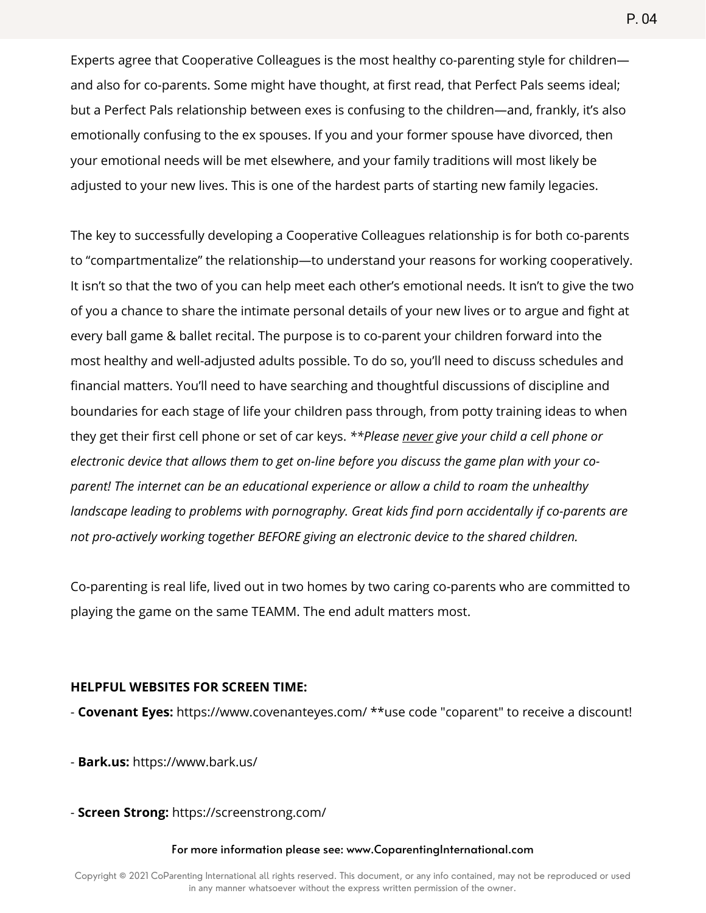Experts agree that Cooperative Colleagues is the most healthy co-parenting style for children—and also for co-parents. Some might have thought, at first read, that Perfect Pals seems ideal; but a Perfect Pals relationship between exes is confusing to the children—and, frankly, it's also emotionally confusing to the ex spouses. If you and your former spouse have divorced, then your emotional needs will be met elsewhere, and your family traditions will most likely be adjusted to your new lives. This is one of the hardest parts of starting new family legacies.

The key to successfully developing a Cooperative Colleagues relationship is for both co-parents to "compartmentalize" the relationship—to understand your reasons for working cooperatively. It isn't so that the two of you can help meet each other's emotional needs. It isn't to give the two of you a chance to share the intimate personal details of your new lives or to argue and fight at every ball game & ballet recital. The purpose is to co-parent your children forward into the most healthy and well-adjusted adults possible. To do so, you'll need to discuss schedules and financial matters. You'll need to have searching and thoughtful discussions of discipline and boundaries for each stage of life your children pass through, from potty training ideas to when they get their first cell phone or set of car keys. *\*\*Please <u>never</u> give your child a cell phone or electronic device that allows them to get on-line before you discuss the game plan with your co-parent! The internet can be an educational experience or allow a child to roam the unhealthy landscape leading to problems with pornography. Great kids find porn accidentally if co-parents are not pro-actively working together BEFORE giving an electronic device to the shared children.*

Co-parenting is real life, lived out in two homes by two caring co-parents who are committed to playing the game on the same TEAMM. The end adult matters most.

**HELPFUL WEBSITES FOR SCREEN TIME:**

- **Covenant Eyes:** https://www.covenanteyes.com/ **use code "coparent" to receive a discount!

- **Bark.us:** https://www.bark.us/

- **Screen Strong:** https://screenstrong.com/

For more information please see: www.CoparentingInternational.com

Copyright © 2021 CoParenting International all rights reserved. This document, or any info contained, may not be reproduced or used in any manner whatsoever without the express written permission of the owner.